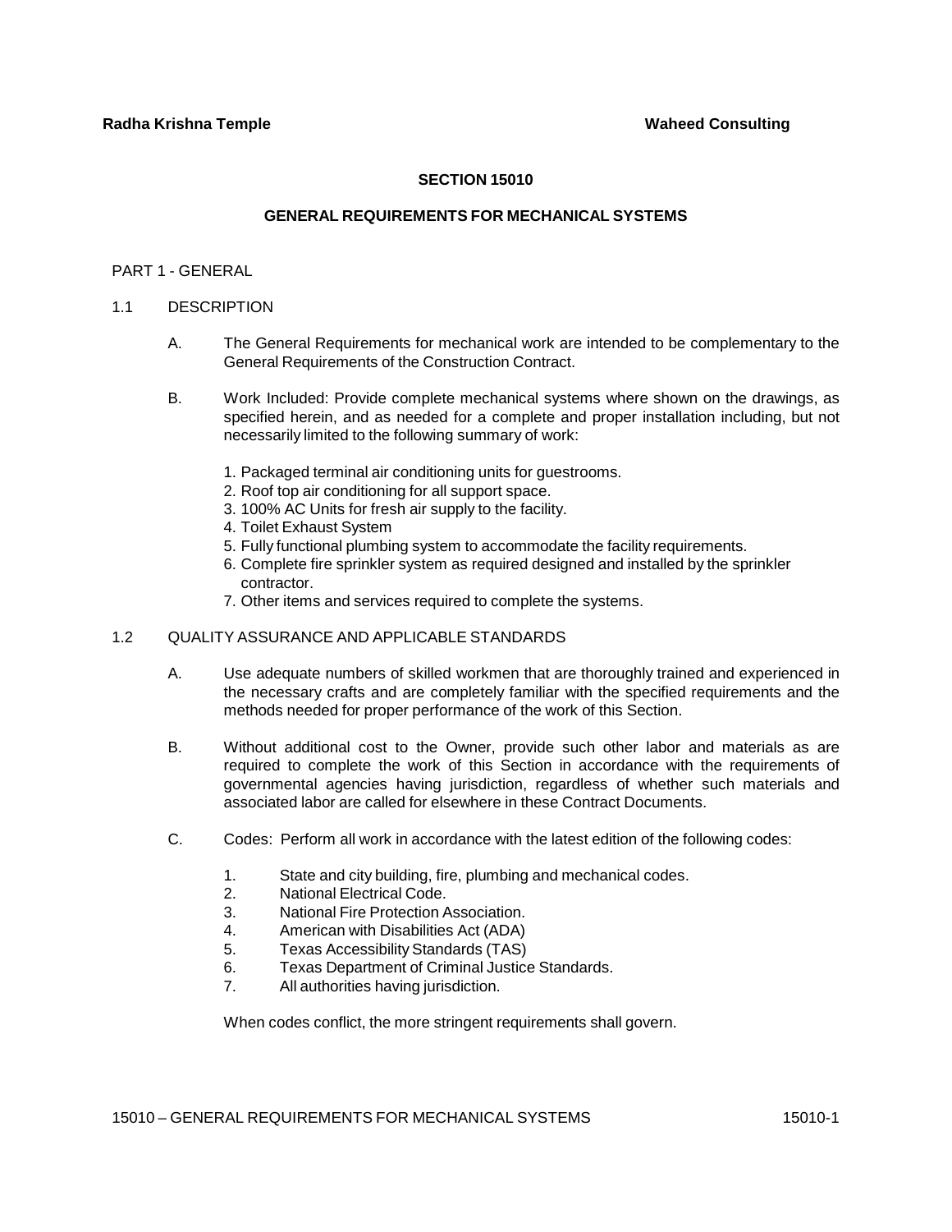Radha Krishna Temple　　　　　　　　　　　　　　　　　　　　　　　　　Waheed Consulting

# SECTION 15010

## GENERAL REQUIREMENTS FOR MECHANICAL SYSTEMS

PART 1 - GENERAL

1.1 DESCRIPTION

A. The General Requirements for mechanical work are intended to be complementary to the General Requirements of the Construction Contract.

B. Work Included: Provide complete mechanical systems where shown on the drawings, as specified herein, and as needed for a complete and proper installation including, but not necessarily limited to the following summary of work:

1. Packaged terminal air conditioning units for guestrooms.
2. Roof top air conditioning for all support space.
3. 100% AC Units for fresh air supply to the facility.
4. Toilet Exhaust System
5. Fully functional plumbing system to accommodate the facility requirements.
6. Complete fire sprinkler system as required designed and installed by the sprinkler contractor.
7. Other items and services required to complete the systems.

1.2 QUALITY ASSURANCE AND APPLICABLE STANDARDS

A. Use adequate numbers of skilled workmen that are thoroughly trained and experienced in the necessary crafts and are completely familiar with the specified requirements and the methods needed for proper performance of the work of this Section.

B. Without additional cost to the Owner, provide such other labor and materials as are required to complete the work of this Section in accordance with the requirements of governmental agencies having jurisdiction, regardless of whether such materials and associated labor are called for elsewhere in these Contract Documents.

C. Codes: Perform all work in accordance with the latest edition of the following codes:

1. State and city building, fire, plumbing and mechanical codes.
2. National Electrical Code.
3. National Fire Protection Association.
4. American with Disabilities Act (ADA)
5. Texas Accessibility Standards (TAS)
6. Texas Department of Criminal Justice Standards.
7. All authorities having jurisdiction.

When codes conflict, the more stringent requirements shall govern.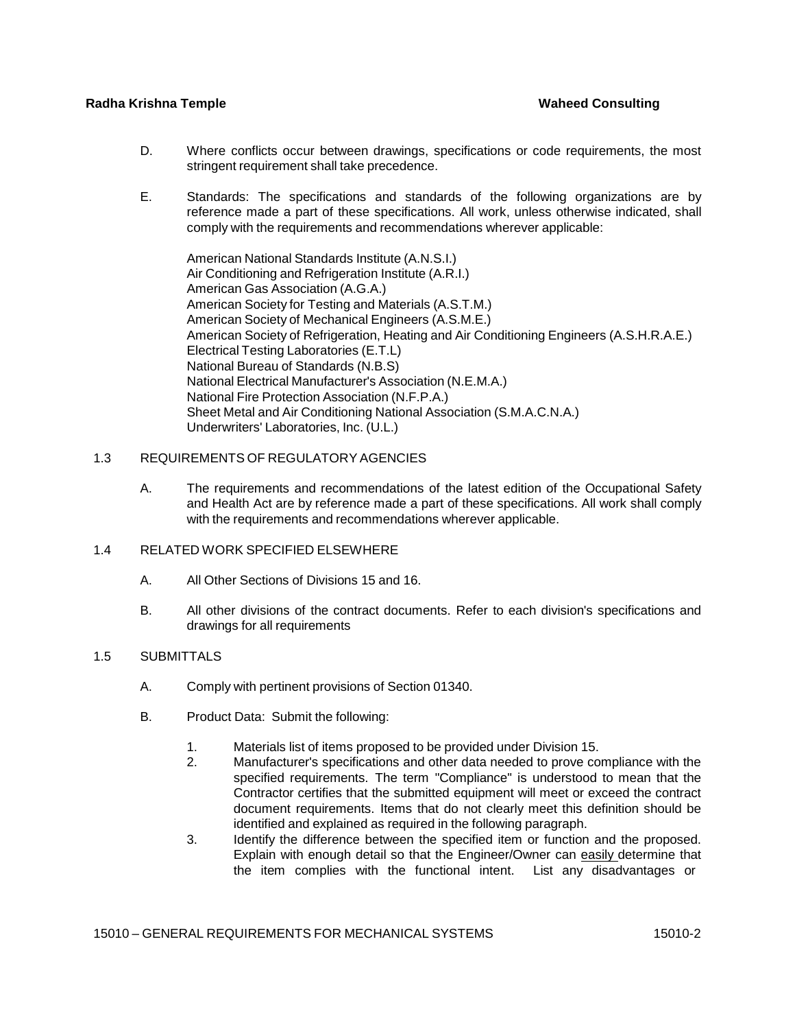D. Where conflicts occur between drawings, specifications or code requirements, the most stringent requirement shall take precedence.

E. Standards: The specifications and standards of the following organizations are by reference made a part of these specifications. All work, unless otherwise indicated, shall comply with the requirements and recommendations wherever applicable:

American National Standards Institute (A.N.S.I.)
Air Conditioning and Refrigeration Institute (A.R.I.)
American Gas Association (A.G.A.)
American Society for Testing and Materials (A.S.T.M.)
American Society of Mechanical Engineers (A.S.M.E.)
American Society of Refrigeration, Heating and Air Conditioning Engineers (A.S.H.R.A.E.)
Electrical Testing Laboratories (E.T.L)
National Bureau of Standards (N.B.S)
National Electrical Manufacturer's Association (N.E.M.A.)
National Fire Protection Association (N.F.P.A.)
Sheet Metal and Air Conditioning National Association (S.M.A.C.N.A.)
Underwriters' Laboratories, Inc. (U.L.)

## 1.3 REQUIREMENTS OF REGULATORY AGENCIES

A. The requirements and recommendations of the latest edition of the Occupational Safety and Health Act are by reference made a part of these specifications. All work shall comply with the requirements and recommendations wherever applicable.

## 1.4 RELATED WORK SPECIFIED ELSEWHERE

A. All Other Sections of Divisions 15 and 16.

B. All other divisions of the contract documents. Refer to each division's specifications and drawings for all requirements

## 1.5 SUBMITTALS

A. Comply with pertinent provisions of Section 01340.

B. Product Data: Submit the following:

1. Materials list of items proposed to be provided under Division 15.
2. Manufacturer's specifications and other data needed to prove compliance with the specified requirements. The term "Compliance" is understood to mean that the Contractor certifies that the submitted equipment will meet or exceed the contract document requirements. Items that do not clearly meet this definition should be identified and explained as required in the following paragraph.
3. Identify the difference between the specified item or function and the proposed. Explain with enough detail so that the Engineer/Owner can easily determine that the item complies with the functional intent. List any disadvantages or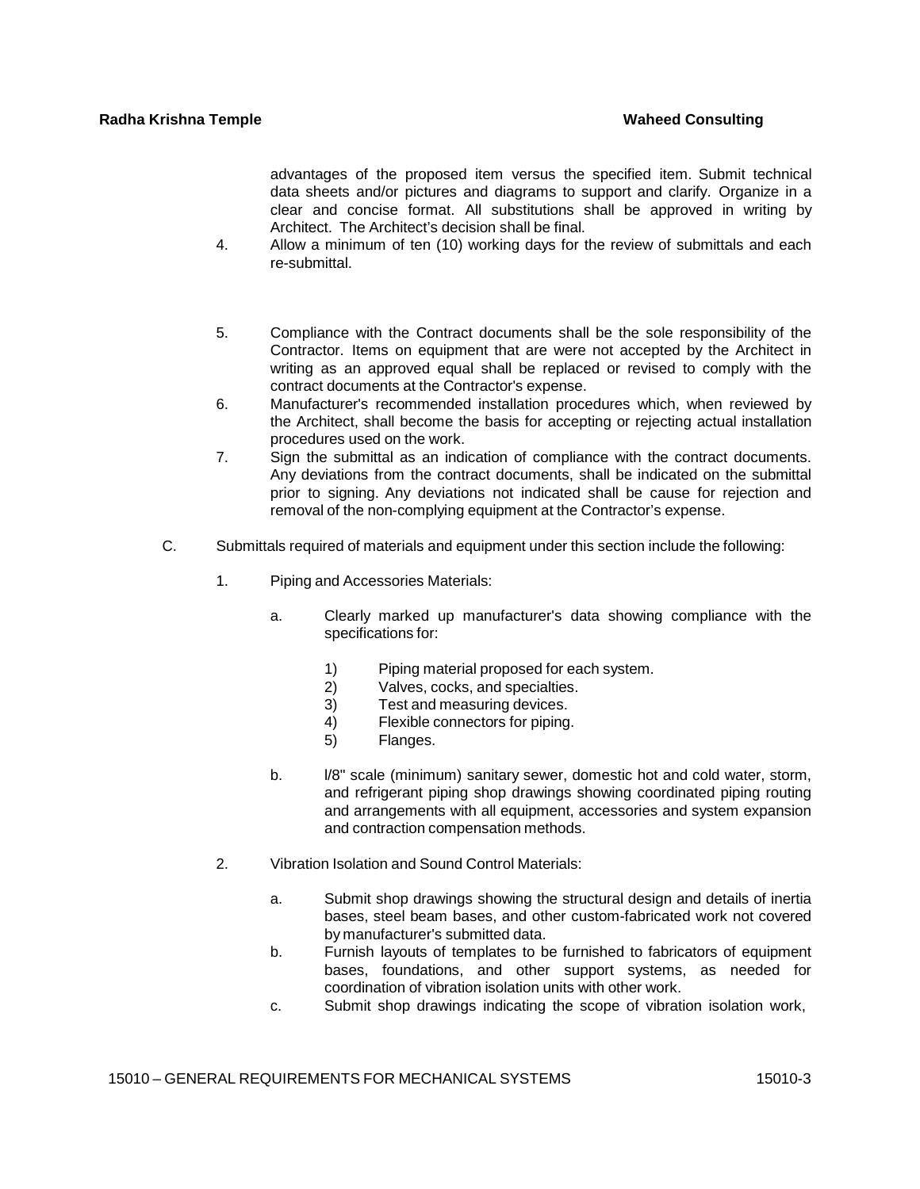advantages of the proposed item versus the specified item. Submit technical data sheets and/or pictures and diagrams to support and clarify. Organize in a clear and concise format. All substitutions shall be approved in writing by Architect. The Architect's decision shall be final.

4. Allow a minimum of ten (10) working days for the review of submittals and each re-submittal.

5. Compliance with the Contract documents shall be the sole responsibility of the Contractor. Items on equipment that are were not accepted by the Architect in writing as an approved equal shall be replaced or revised to comply with the contract documents at the Contractor's expense.
6. Manufacturer's recommended installation procedures which, when reviewed by the Architect, shall become the basis for accepting or rejecting actual installation procedures used on the work.
7. Sign the submittal as an indication of compliance with the contract documents. Any deviations from the contract documents, shall be indicated on the submittal prior to signing. Any deviations not indicated shall be cause for rejection and removal of the non-complying equipment at the Contractor's expense.

C. Submittals required of materials and equipment under this section include the following:

1. Piping and Accessories Materials:

   a. Clearly marked up manufacturer's data showing compliance with the specifications for:

      1) Piping material proposed for each system.
      2) Valves, cocks, and specialties.
      3) Test and measuring devices.
      4) Flexible connectors for piping.
      5) Flanges.

   b. l/8" scale (minimum) sanitary sewer, domestic hot and cold water, storm, and refrigerant piping shop drawings showing coordinated piping routing and arrangements with all equipment, accessories and system expansion and contraction compensation methods.

2. Vibration Isolation and Sound Control Materials:

   a. Submit shop drawings showing the structural design and details of inertia bases, steel beam bases, and other custom-fabricated work not covered by manufacturer's submitted data.
   b. Furnish layouts of templates to be furnished to fabricators of equipment bases, foundations, and other support systems, as needed for coordination of vibration isolation units with other work.
   c. Submit shop drawings indicating the scope of vibration isolation work,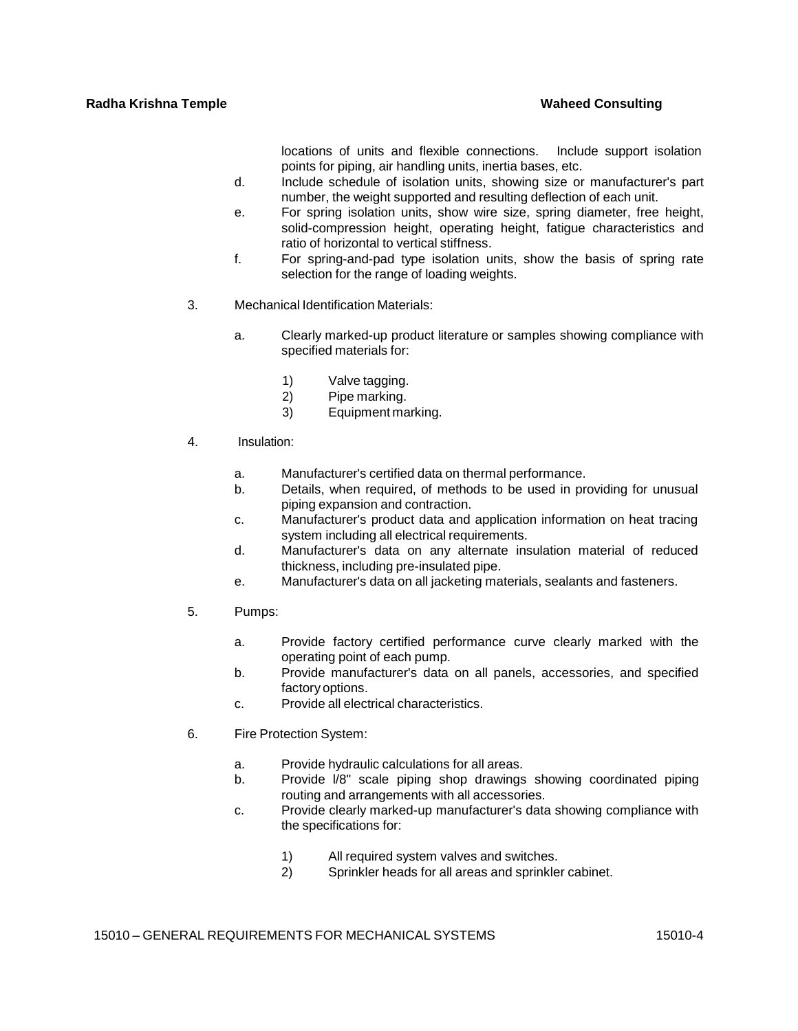locations of units and flexible connections. Include support isolation points for piping, air handling units, inertia bases, etc.

d. Include schedule of isolation units, showing size or manufacturer's part number, the weight supported and resulting deflection of each unit.

e. For spring isolation units, show wire size, spring diameter, free height, solid-compression height, operating height, fatigue characteristics and ratio of horizontal to vertical stiffness.

f. For spring-and-pad type isolation units, show the basis of spring rate selection for the range of loading weights.

3. Mechanical Identification Materials:

   a. Clearly marked-up product literature or samples showing compliance with specified materials for:

      1) Valve tagging.
      2) Pipe marking.
      3) Equipment marking.

4. Insulation:

   a. Manufacturer's certified data on thermal performance.
   b. Details, when required, of methods to be used in providing for unusual piping expansion and contraction.
   c. Manufacturer's product data and application information on heat tracing system including all electrical requirements.
   d. Manufacturer's data on any alternate insulation material of reduced thickness, including pre-insulated pipe.
   e. Manufacturer's data on all jacketing materials, sealants and fasteners.

5. Pumps:

   a. Provide factory certified performance curve clearly marked with the operating point of each pump.
   b. Provide manufacturer's data on all panels, accessories, and specified factory options.
   c. Provide all electrical characteristics.

6. Fire Protection System:

   a. Provide hydraulic calculations for all areas.
   b. Provide l/8" scale piping shop drawings showing coordinated piping routing and arrangements with all accessories.
   c. Provide clearly marked-up manufacturer's data showing compliance with the specifications for:

      1) All required system valves and switches.
      2) Sprinkler heads for all areas and sprinkler cabinet.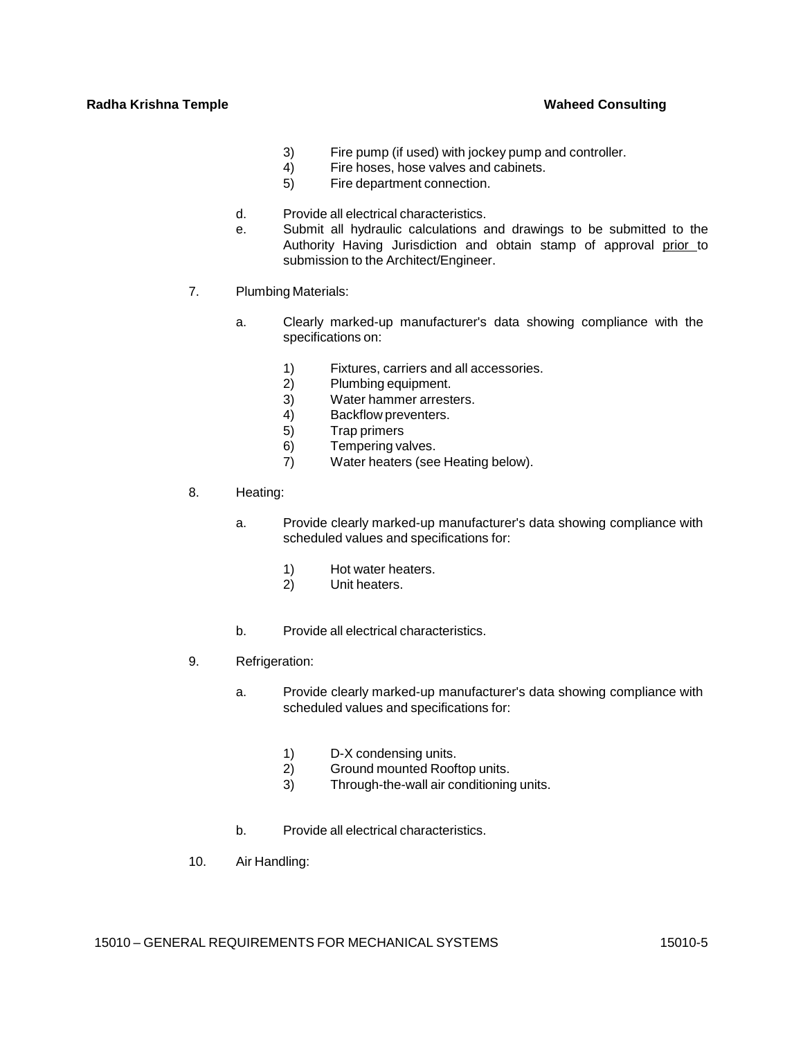3) Fire pump (if used) with jockey pump and controller.
4) Fire hoses, hose valves and cabinets.
5) Fire department connection.

d. Provide all electrical characteristics.

e. Submit all hydraulic calculations and drawings to be submitted to the Authority Having Jurisdiction and obtain stamp of approval <u>prior</u> to submission to the Architect/Engineer.

7. Plumbing Materials:

   a. Clearly marked-up manufacturer's data showing compliance with the specifications on:

      1) Fixtures, carriers and all accessories.
      2) Plumbing equipment.
      3) Water hammer arresters.
      4) Backflow preventers.
      5) Trap primers
      6) Tempering valves.
      7) Water heaters (see Heating below).

8. Heating:

   a. Provide clearly marked-up manufacturer's data showing compliance with scheduled values and specifications for:

      1) Hot water heaters.
      2) Unit heaters.

   b. Provide all electrical characteristics.

9. Refrigeration:

   a. Provide clearly marked-up manufacturer's data showing compliance with scheduled values and specifications for:

      1) D-X condensing units.
      2) Ground mounted Rooftop units.
      3) Through-the-wall air conditioning units.

   b. Provide all electrical characteristics.

10. Air Handling: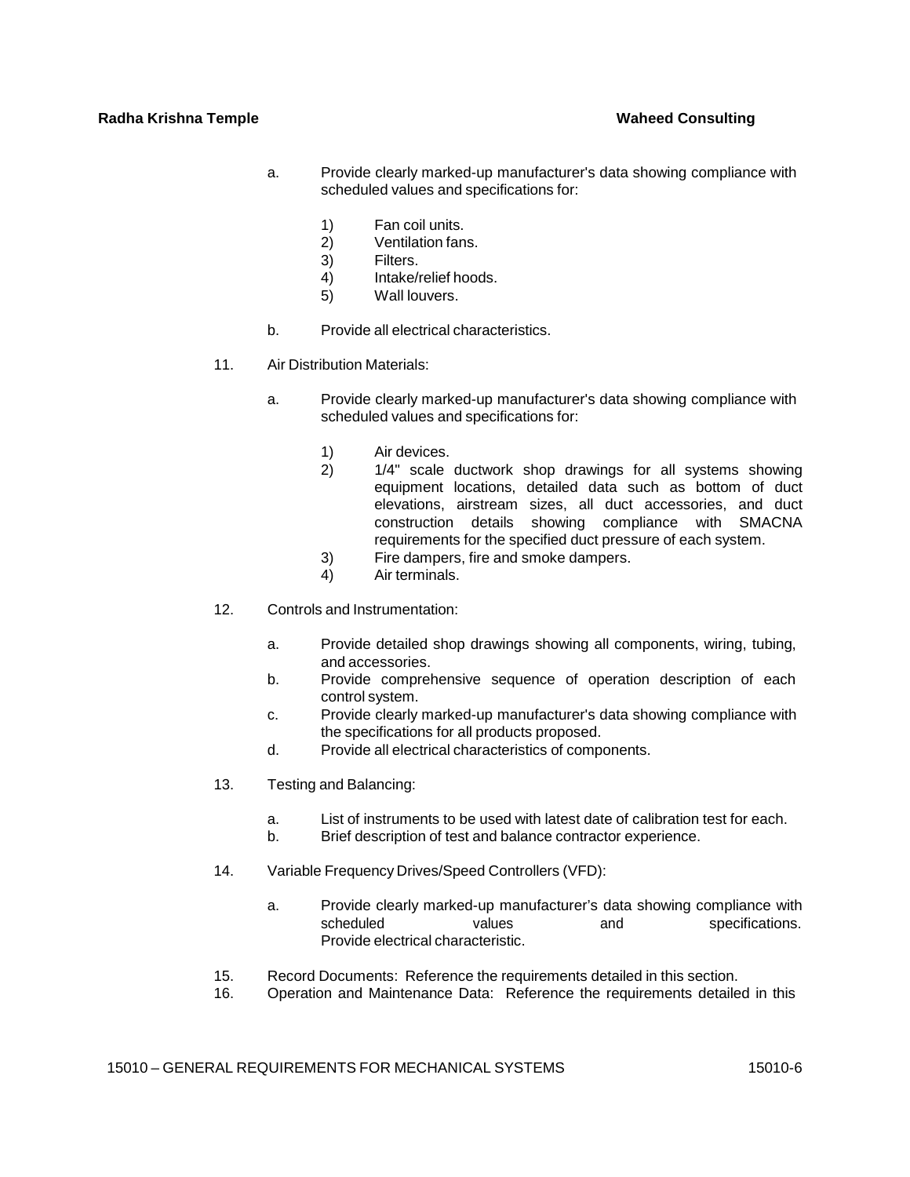a. Provide clearly marked-up manufacturer's data showing compliance with scheduled values and specifications for:

    1) Fan coil units.
    2) Ventilation fans.
    3) Filters.
    4) Intake/relief hoods.
    5) Wall louvers.

b. Provide all electrical characteristics.

11. Air Distribution Materials:

    a. Provide clearly marked-up manufacturer's data showing compliance with scheduled values and specifications for:

        1) Air devices.
        2) 1/4" scale ductwork shop drawings for all systems showing equipment locations, detailed data such as bottom of duct elevations, airstream sizes, all duct accessories, and duct construction details showing compliance with SMACNA requirements for the specified duct pressure of each system.
        3) Fire dampers, fire and smoke dampers.
        4) Air terminals.

12. Controls and Instrumentation:

    a. Provide detailed shop drawings showing all components, wiring, tubing, and accessories.
    b. Provide comprehensive sequence of operation description of each control system.
    c. Provide clearly marked-up manufacturer's data showing compliance with the specifications for all products proposed.
    d. Provide all electrical characteristics of components.

13. Testing and Balancing:

    a. List of instruments to be used with latest date of calibration test for each.
    b. Brief description of test and balance contractor experience.

14. Variable Frequency Drives/Speed Controllers (VFD):

    a. Provide clearly marked-up manufacturer's data showing compliance with scheduled values and specifications. Provide electrical characteristic.

15. Record Documents: Reference the requirements detailed in this section.
16. Operation and Maintenance Data: Reference the requirements detailed in this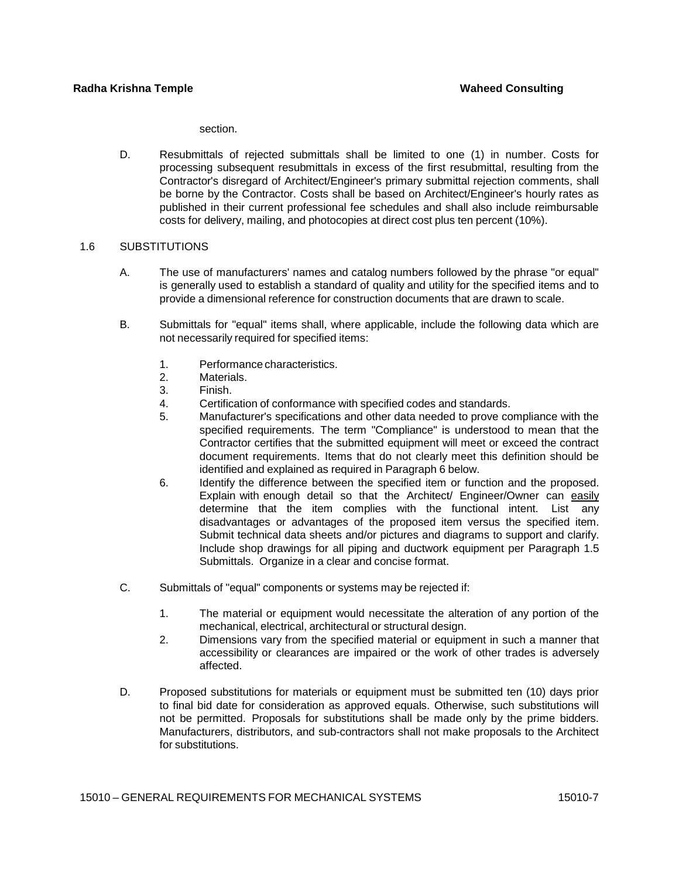section.

D. Resubmittals of rejected submittals shall be limited to one (1) in number. Costs for processing subsequent resubmittals in excess of the first resubmittal, resulting from the Contractor's disregard of Architect/Engineer's primary submittal rejection comments, shall be borne by the Contractor. Costs shall be based on Architect/Engineer's hourly rates as published in their current professional fee schedules and shall also include reimbursable costs for delivery, mailing, and photocopies at direct cost plus ten percent (10%).

1.6 SUBSTITUTIONS

A. The use of manufacturers' names and catalog numbers followed by the phrase "or equal" is generally used to establish a standard of quality and utility for the specified items and to provide a dimensional reference for construction documents that are drawn to scale.

B. Submittals for "equal" items shall, where applicable, include the following data which are not necessarily required for specified items:

1. Performance characteristics.
2. Materials.
3. Finish.
4. Certification of conformance with specified codes and standards.
5. Manufacturer's specifications and other data needed to prove compliance with the specified requirements. The term "Compliance" is understood to mean that the Contractor certifies that the submitted equipment will meet or exceed the contract document requirements. Items that do not clearly meet this definition should be identified and explained as required in Paragraph 6 below.
6. Identify the difference between the specified item or function and the proposed. Explain with enough detail so that the Architect/ Engineer/Owner can <u>easily</u> determine that the item complies with the functional intent. List any disadvantages or advantages of the proposed item versus the specified item. Submit technical data sheets and/or pictures and diagrams to support and clarify. Include shop drawings for all piping and ductwork equipment per Paragraph 1.5 Submittals. Organize in a clear and concise format.

C. Submittals of "equal" components or systems may be rejected if:

1. The material or equipment would necessitate the alteration of any portion of the mechanical, electrical, architectural or structural design.
2. Dimensions vary from the specified material or equipment in such a manner that accessibility or clearances are impaired or the work of other trades is adversely affected.

D. Proposed substitutions for materials or equipment must be submitted ten (10) days prior to final bid date for consideration as approved equals. Otherwise, such substitutions will not be permitted. Proposals for substitutions shall be made only by the prime bidders. Manufacturers, distributors, and sub-contractors shall not make proposals to the Architect for substitutions.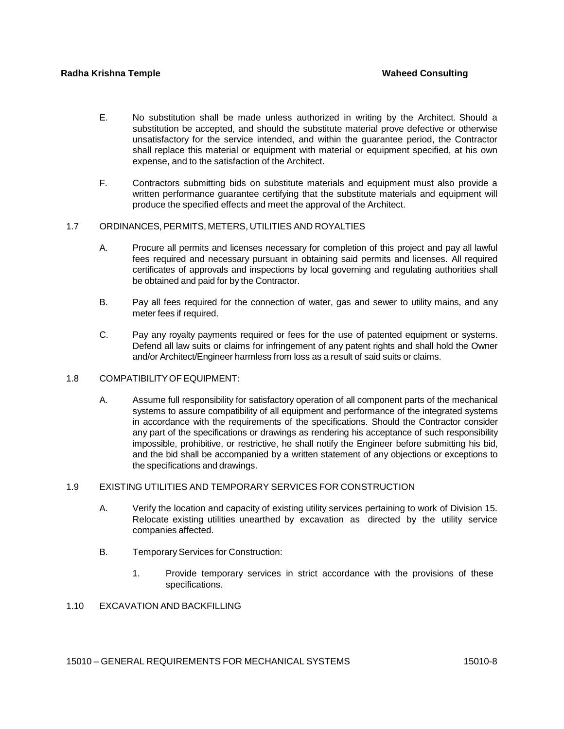E. No substitution shall be made unless authorized in writing by the Architect. Should a substitution be accepted, and should the substitute material prove defective or otherwise unsatisfactory for the service intended, and within the guarantee period, the Contractor shall replace this material or equipment with material or equipment specified, at his own expense, and to the satisfaction of the Architect.

F. Contractors submitting bids on substitute materials and equipment must also provide a written performance guarantee certifying that the substitute materials and equipment will produce the specified effects and meet the approval of the Architect.

## 1.7 ORDINANCES, PERMITS, METERS, UTILITIES AND ROYALTIES

A. Procure all permits and licenses necessary for completion of this project and pay all lawful fees required and necessary pursuant in obtaining said permits and licenses. All required certificates of approvals and inspections by local governing and regulating authorities shall be obtained and paid for by the Contractor.

B. Pay all fees required for the connection of water, gas and sewer to utility mains, and any meter fees if required.

C. Pay any royalty payments required or fees for the use of patented equipment or systems. Defend all law suits or claims for infringement of any patent rights and shall hold the Owner and/or Architect/Engineer harmless from loss as a result of said suits or claims.

## 1.8 COMPATIBILITY OF EQUIPMENT:

A. Assume full responsibility for satisfactory operation of all component parts of the mechanical systems to assure compatibility of all equipment and performance of the integrated systems in accordance with the requirements of the specifications. Should the Contractor consider any part of the specifications or drawings as rendering his acceptance of such responsibility impossible, prohibitive, or restrictive, he shall notify the Engineer before submitting his bid, and the bid shall be accompanied by a written statement of any objections or exceptions to the specifications and drawings.

## 1.9 EXISTING UTILITIES AND TEMPORARY SERVICES FOR CONSTRUCTION

A. Verify the location and capacity of existing utility services pertaining to work of Division 15. Relocate existing utilities unearthed by excavation as directed by the utility service companies affected.

B. Temporary Services for Construction:

1. Provide temporary services in strict accordance with the provisions of these specifications.

## 1.10 EXCAVATION AND BACKFILLING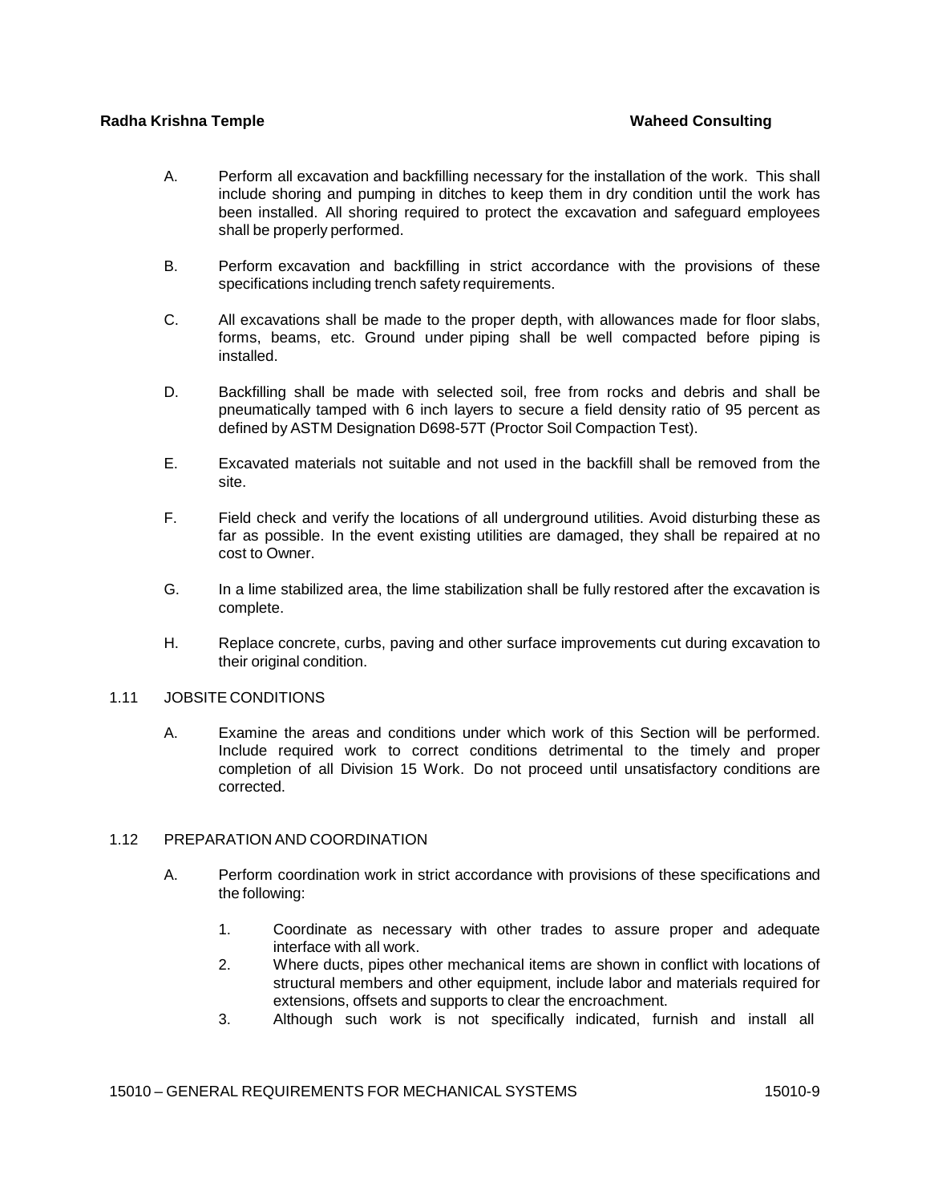A. Perform all excavation and backfilling necessary for the installation of the work. This shall include shoring and pumping in ditches to keep them in dry condition until the work has been installed. All shoring required to protect the excavation and safeguard employees shall be properly performed.

B. Perform excavation and backfilling in strict accordance with the provisions of these specifications including trench safety requirements.

C. All excavations shall be made to the proper depth, with allowances made for floor slabs, forms, beams, etc. Ground under piping shall be well compacted before piping is installed.

D. Backfilling shall be made with selected soil, free from rocks and debris and shall be pneumatically tamped with 6 inch layers to secure a field density ratio of 95 percent as defined by ASTM Designation D698-57T (Proctor Soil Compaction Test).

E. Excavated materials not suitable and not used in the backfill shall be removed from the site.

F. Field check and verify the locations of all underground utilities. Avoid disturbing these as far as possible. In the event existing utilities are damaged, they shall be repaired at no cost to Owner.

G. In a lime stabilized area, the lime stabilization shall be fully restored after the excavation is complete.

H. Replace concrete, curbs, paving and other surface improvements cut during excavation to their original condition.

## 1.11 JOBSITE CONDITIONS

A. Examine the areas and conditions under which work of this Section will be performed. Include required work to correct conditions detrimental to the timely and proper completion of all Division 15 Work. Do not proceed until unsatisfactory conditions are corrected.

## 1.12 PREPARATION AND COORDINATION

A. Perform coordination work in strict accordance with provisions of these specifications and the following:

1. Coordinate as necessary with other trades to assure proper and adequate interface with all work.
2. Where ducts, pipes other mechanical items are shown in conflict with locations of structural members and other equipment, include labor and materials required for extensions, offsets and supports to clear the encroachment.
3. Although such work is not specifically indicated, furnish and install all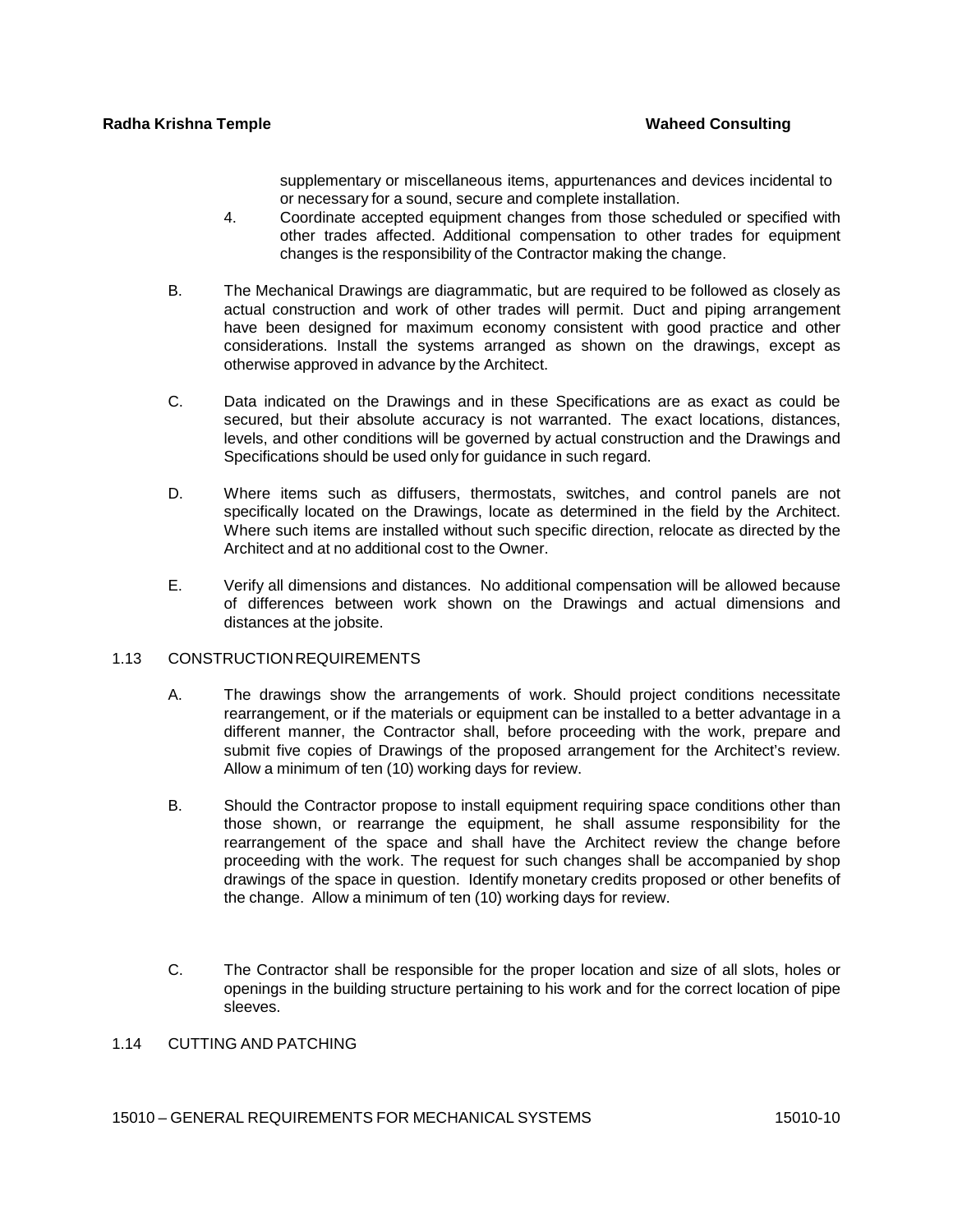supplementary or miscellaneous items, appurtenances and devices incidental to or necessary for a sound, secure and complete installation.

4. Coordinate accepted equipment changes from those scheduled or specified with other trades affected. Additional compensation to other trades for equipment changes is the responsibility of the Contractor making the change.

B. The Mechanical Drawings are diagrammatic, but are required to be followed as closely as actual construction and work of other trades will permit. Duct and piping arrangement have been designed for maximum economy consistent with good practice and other considerations. Install the systems arranged as shown on the drawings, except as otherwise approved in advance by the Architect.

C. Data indicated on the Drawings and in these Specifications are as exact as could be secured, but their absolute accuracy is not warranted. The exact locations, distances, levels, and other conditions will be governed by actual construction and the Drawings and Specifications should be used only for guidance in such regard.

D. Where items such as diffusers, thermostats, switches, and control panels are not specifically located on the Drawings, locate as determined in the field by the Architect. Where such items are installed without such specific direction, relocate as directed by the Architect and at no additional cost to the Owner.

E. Verify all dimensions and distances. No additional compensation will be allowed because of differences between work shown on the Drawings and actual dimensions and distances at the jobsite.

1.13 CONSTRUCTION REQUIREMENTS

A. The drawings show the arrangements of work. Should project conditions necessitate rearrangement, or if the materials or equipment can be installed to a better advantage in a different manner, the Contractor shall, before proceeding with the work, prepare and submit five copies of Drawings of the proposed arrangement for the Architect's review. Allow a minimum of ten (10) working days for review.

B. Should the Contractor propose to install equipment requiring space conditions other than those shown, or rearrange the equipment, he shall assume responsibility for the rearrangement of the space and shall have the Architect review the change before proceeding with the work. The request for such changes shall be accompanied by shop drawings of the space in question. Identify monetary credits proposed or other benefits of the change. Allow a minimum of ten (10) working days for review.

C. The Contractor shall be responsible for the proper location and size of all slots, holes or openings in the building structure pertaining to his work and for the correct location of pipe sleeves.

1.14 CUTTING AND PATCHING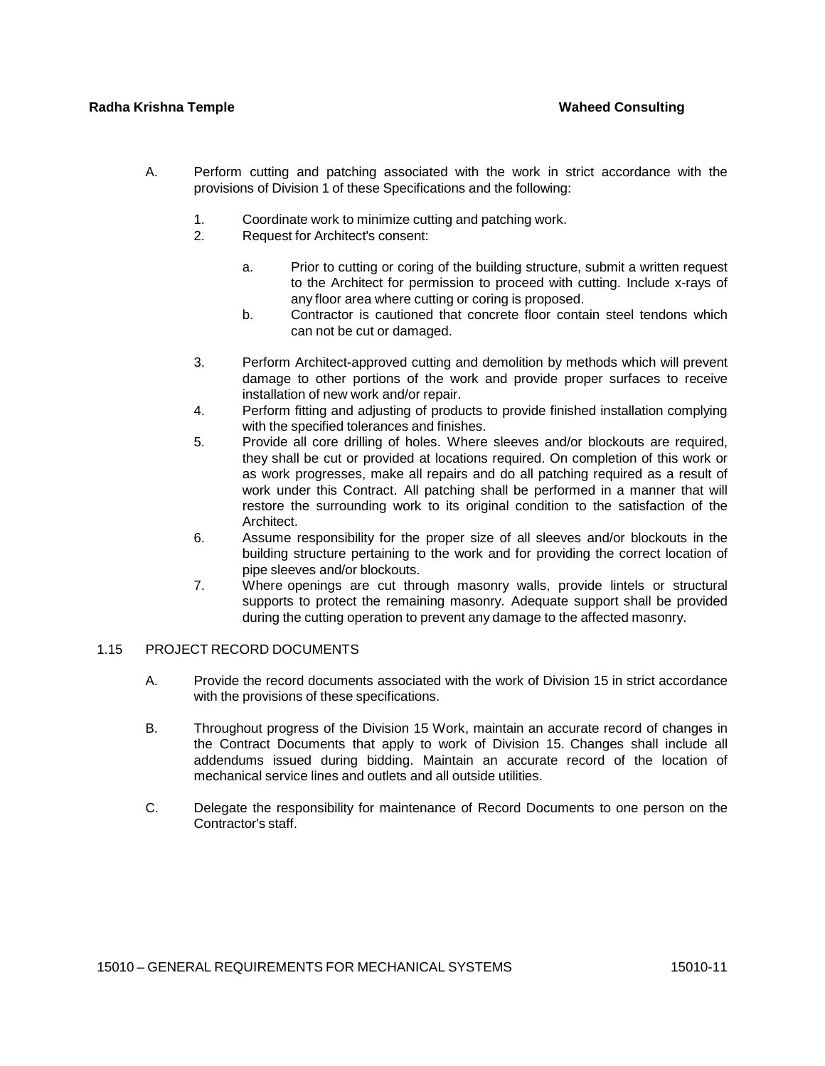A. Perform cutting and patching associated with the work in strict accordance with the provisions of Division 1 of these Specifications and the following:

   1. Coordinate work to minimize cutting and patching work.
   2. Request for Architect's consent:

      a. Prior to cutting or coring of the building structure, submit a written request to the Architect for permission to proceed with cutting. Include x-rays of any floor area where cutting or coring is proposed.
      b. Contractor is cautioned that concrete floor contain steel tendons which can not be cut or damaged.

   3. Perform Architect-approved cutting and demolition by methods which will prevent damage to other portions of the work and provide proper surfaces to receive installation of new work and/or repair.
   4. Perform fitting and adjusting of products to provide finished installation complying with the specified tolerances and finishes.
   5. Provide all core drilling of holes. Where sleeves and/or blockouts are required, they shall be cut or provided at locations required. On completion of this work or as work progresses, make all repairs and do all patching required as a result of work under this Contract. All patching shall be performed in a manner that will restore the surrounding work to its original condition to the satisfaction of the Architect.
   6. Assume responsibility for the proper size of all sleeves and/or blockouts in the building structure pertaining to the work and for providing the correct location of pipe sleeves and/or blockouts.
   7. Where openings are cut through masonry walls, provide lintels or structural supports to protect the remaining masonry. Adequate support shall be provided during the cutting operation to prevent any damage to the affected masonry.

## 1.15 PROJECT RECORD DOCUMENTS

A. Provide the record documents associated with the work of Division 15 in strict accordance with the provisions of these specifications.

B. Throughout progress of the Division 15 Work, maintain an accurate record of changes in the Contract Documents that apply to work of Division 15. Changes shall include all addendums issued during bidding. Maintain an accurate record of the location of mechanical service lines and outlets and all outside utilities.

C. Delegate the responsibility for maintenance of Record Documents to one person on the Contractor's staff.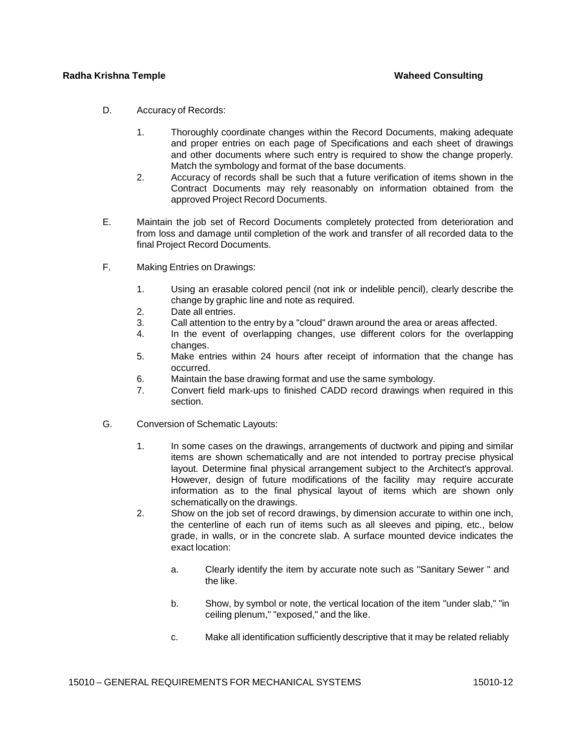D. Accuracy of Records:

1. Thoroughly coordinate changes within the Record Documents, making adequate and proper entries on each page of Specifications and each sheet of drawings and other documents where such entry is required to show the change properly. Match the symbology and format of the base documents.
2. Accuracy of records shall be such that a future verification of items shown in the Contract Documents may rely reasonably on information obtained from the approved Project Record Documents.

E. Maintain the job set of Record Documents completely protected from deterioration and from loss and damage until completion of the work and transfer of all recorded data to the final Project Record Documents.

F. Making Entries on Drawings:

1. Using an erasable colored pencil (not ink or indelible pencil), clearly describe the change by graphic line and note as required.
2. Date all entries.
3. Call attention to the entry by a "cloud" drawn around the area or areas affected.
4. In the event of overlapping changes, use different colors for the overlapping changes.
5. Make entries within 24 hours after receipt of information that the change has occurred.
6. Maintain the base drawing format and use the same symbology.
7. Convert field mark-ups to finished CADD record drawings when required in this section.

G. Conversion of Schematic Layouts:

1. In some cases on the drawings, arrangements of ductwork and piping and similar items are shown schematically and are not intended to portray precise physical layout. Determine final physical arrangement subject to the Architect's approval. However, design of future modifications of the facility may require accurate information as to the final physical layout of items which are shown only schematically on the drawings.
2. Show on the job set of record drawings, by dimension accurate to within one inch, the centerline of each run of items such as all sleeves and piping, etc., below grade, in walls, or in the concrete slab. A surface mounted device indicates the exact location:

   a. Clearly identify the item by accurate note such as "Sanitary Sewer " and the like.

   b. Show, by symbol or note, the vertical location of the item "under slab," "in ceiling plenum," "exposed," and the like.

   c. Make all identification sufficiently descriptive that it may be related reliably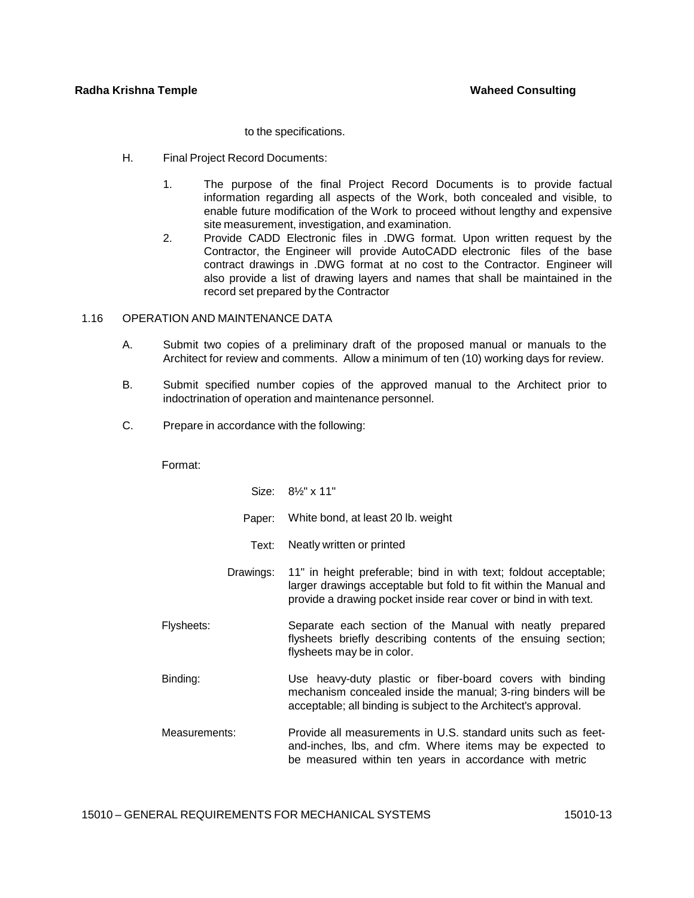to the specifications.

H. Final Project Record Documents:

1. The purpose of the final Project Record Documents is to provide factual information regarding all aspects of the Work, both concealed and visible, to enable future modification of the Work to proceed without lengthy and expensive site measurement, investigation, and examination.
2. Provide CADD Electronic files in .DWG format. Upon written request by the Contractor, the Engineer will provide AutoCADD electronic files of the base contract drawings in .DWG format at no cost to the Contractor. Engineer will also provide a list of drawing layers and names that shall be maintained in the record set prepared by the Contractor

1.16 OPERATION AND MAINTENANCE DATA

A. Submit two copies of a preliminary draft of the proposed manual or manuals to the Architect for review and comments. Allow a minimum of ten (10) working days for review.

B. Submit specified number copies of the approved manual to the Architect prior to indoctrination of operation and maintenance personnel.

C. Prepare in accordance with the following:

Format:

Size: 8½" x 11"

Paper: White bond, at least 20 lb. weight

Text: Neatly written or printed

Drawings: 11" in height preferable; bind in with text; foldout acceptable; larger drawings acceptable but fold to fit within the Manual and provide a drawing pocket inside rear cover or bind in with text.

Flysheets: Separate each section of the Manual with neatly prepared flysheets briefly describing contents of the ensuing section; flysheets may be in color.

Binding: Use heavy-duty plastic or fiber-board covers with binding mechanism concealed inside the manual; 3-ring binders will be acceptable; all binding is subject to the Architect's approval.

Measurements: Provide all measurements in U.S. standard units such as feet-and-inches, lbs, and cfm. Where items may be expected to be measured within ten years in accordance with metric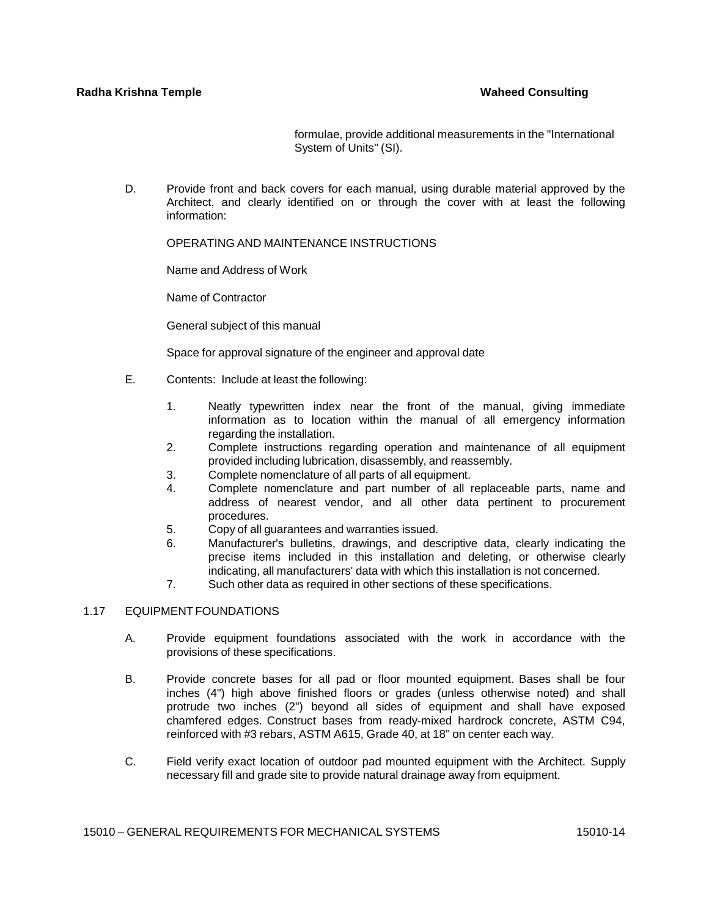formulae, provide additional measurements in the "International System of Units" (SI).

D. Provide front and back covers for each manual, using durable material approved by the Architect, and clearly identified on or through the cover with at least the following information:

OPERATING AND MAINTENANCE INSTRUCTIONS

Name and Address of Work

Name of Contractor

General subject of this manual

Space for approval signature of the engineer and approval date

E. Contents: Include at least the following:

1. Neatly typewritten index near the front of the manual, giving immediate information as to location within the manual of all emergency information regarding the installation.
2. Complete instructions regarding operation and maintenance of all equipment provided including lubrication, disassembly, and reassembly.
3. Complete nomenclature of all parts of all equipment.
4. Complete nomenclature and part number of all replaceable parts, name and address of nearest vendor, and all other data pertinent to procurement procedures.
5. Copy of all guarantees and warranties issued.
6. Manufacturer's bulletins, drawings, and descriptive data, clearly indicating the precise items included in this installation and deleting, or otherwise clearly indicating, all manufacturers' data with which this installation is not concerned.
7. Such other data as required in other sections of these specifications.

## 1.17 EQUIPMENT FOUNDATIONS

A. Provide equipment foundations associated with the work in accordance with the provisions of these specifications.

B. Provide concrete bases for all pad or floor mounted equipment. Bases shall be four inches (4") high above finished floors or grades (unless otherwise noted) and shall protrude two inches (2") beyond all sides of equipment and shall have exposed chamfered edges. Construct bases from ready-mixed hardrock concrete, ASTM C94, reinforced with #3 rebars, ASTM A615, Grade 40, at 18" on center each way.

C. Field verify exact location of outdoor pad mounted equipment with the Architect. Supply necessary fill and grade site to provide natural drainage away from equipment.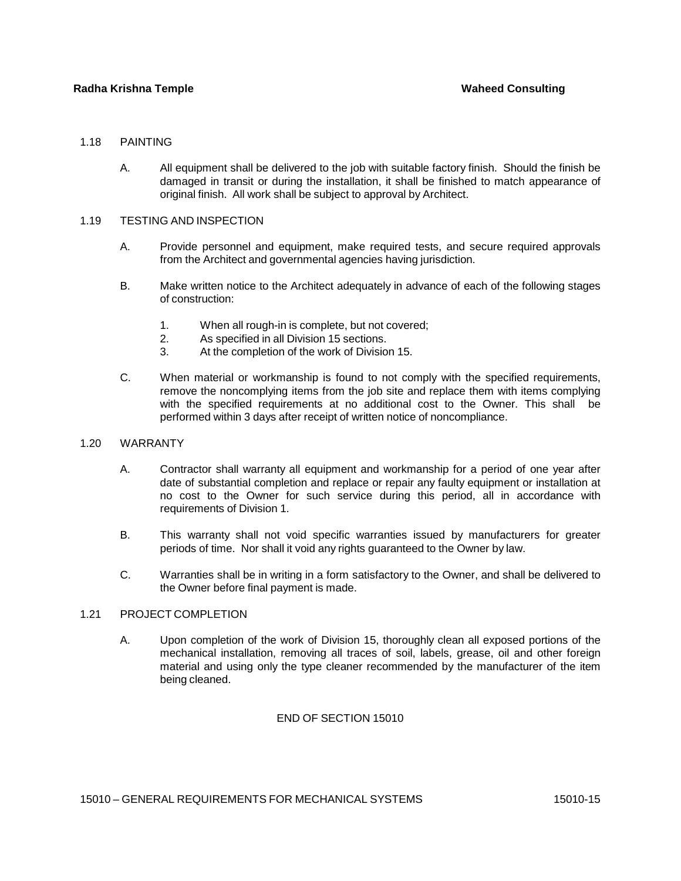## 1.18 PAINTING

A. All equipment shall be delivered to the job with suitable factory finish. Should the finish be damaged in transit or during the installation, it shall be finished to match appearance of original finish. All work shall be subject to approval by Architect.

## 1.19 TESTING AND INSPECTION

A. Provide personnel and equipment, make required tests, and secure required approvals from the Architect and governmental agencies having jurisdiction.

B. Make written notice to the Architect adequately in advance of each of the following stages of construction:

1. When all rough-in is complete, but not covered;
2. As specified in all Division 15 sections.
3. At the completion of the work of Division 15.

C. When material or workmanship is found to not comply with the specified requirements, remove the noncomplying items from the job site and replace them with items complying with the specified requirements at no additional cost to the Owner. This shall be performed within 3 days after receipt of written notice of noncompliance.

## 1.20 WARRANTY

A. Contractor shall warranty all equipment and workmanship for a period of one year after date of substantial completion and replace or repair any faulty equipment or installation at no cost to the Owner for such service during this period, all in accordance with requirements of Division 1.

B. This warranty shall not void specific warranties issued by manufacturers for greater periods of time. Nor shall it void any rights guaranteed to the Owner by law.

C. Warranties shall be in writing in a form satisfactory to the Owner, and shall be delivered to the Owner before final payment is made.

## 1.21 PROJECT COMPLETION

A. Upon completion of the work of Division 15, thoroughly clean all exposed portions of the mechanical installation, removing all traces of soil, labels, grease, oil and other foreign material and using only the type cleaner recommended by the manufacturer of the item being cleaned.

END OF SECTION 15010